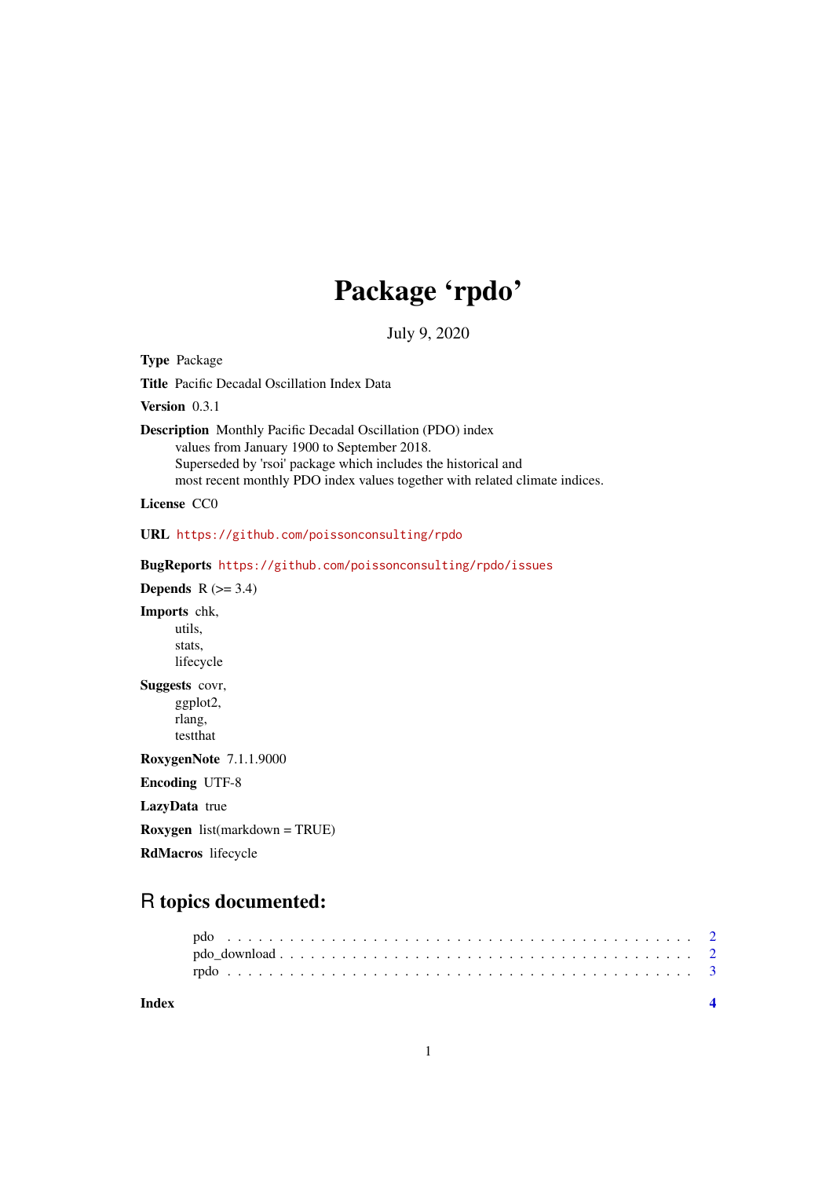# Package 'rpdo'

July 9, 2020

**Type** Package

**Title** Pacific Decadal Oscillation Index Data

**Version** 0.3.1

**Description** Monthly Pacific Decadal Oscillation (PDO) index values from January 1900 to September 2018. Superseded by 'rsoi' package which includes the historical and most recent monthly PDO index values together with related climate indices.

**License** CC0

**URL** https://github.com/poissonconsulting/rpdo

**BugReports** https://github.com/poissonconsulting/rpdo/issues

**Depends** R (>= 3.4)

**Imports** chk, utils, stats, lifecycle

**Suggests** covr, ggplot2, rlang, testthat

**RoxygenNote** 7.1.1.9000

**Encoding** UTF-8

**LazyData** true

**Roxygen** list(markdown = TRUE)

**RdMacros** lifecycle

## R topics documented:

- pdo . . . . . . . . . . . . . . . . . . . . . . . . . . . . . . . . . . . . . . . . . . . 2
- pdo_download . . . . . . . . . . . . . . . . . . . . . . . . . . . . . . . . . . . . . 2
- rpdo . . . . . . . . . . . . . . . . . . . . . . . . . . . . . . . . . . . . . . . . . . . 3

**Index** 4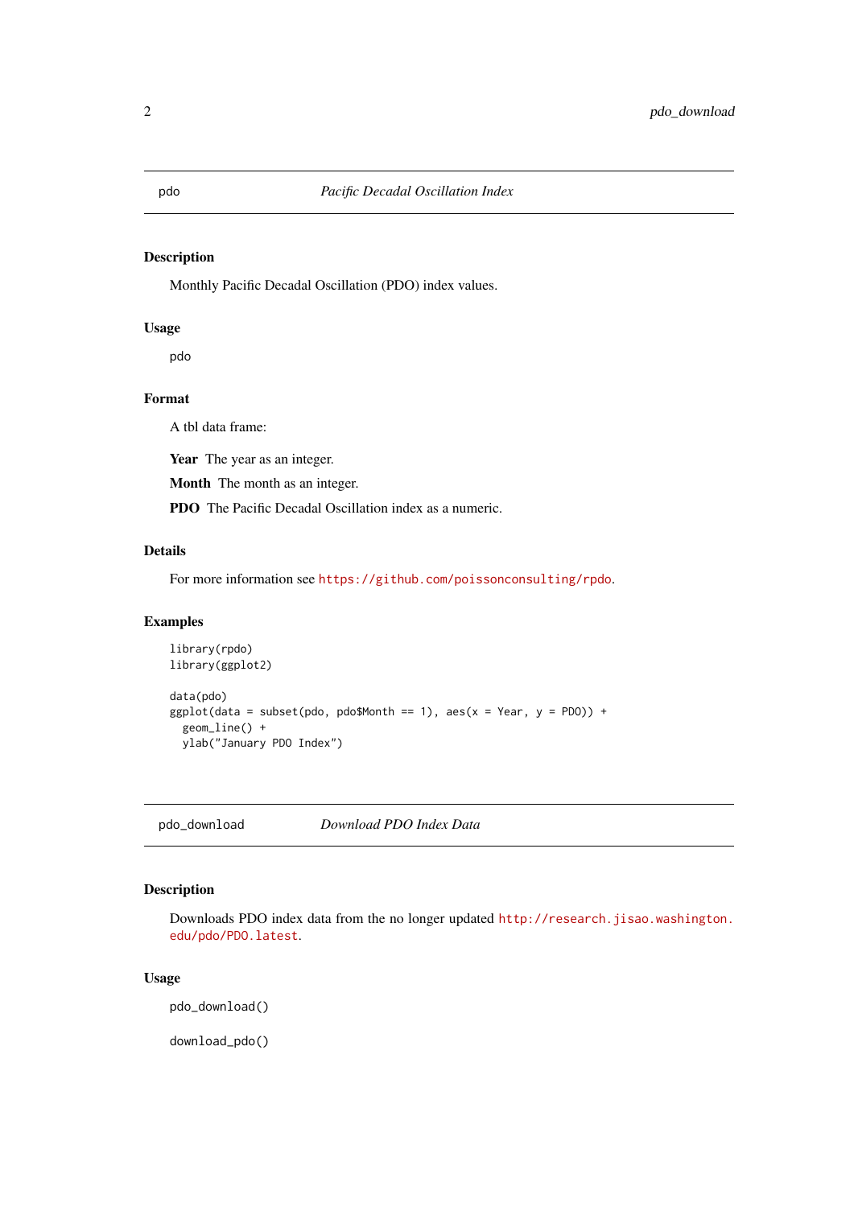## pdo — *Pacific Decadal Oscillation Index*

### Description

Monthly Pacific Decadal Oscillation (PDO) index values.

### Usage

```
pdo
```

### Format

A tbl data frame:

**Year** The year as an integer.

**Month** The month as an integer.

**PDO** The Pacific Decadal Oscillation index as a numeric.

### Details

For more information see https://github.com/poissonconsulting/rpdo.

### Examples

```
library(rpdo)
library(ggplot2)

data(pdo)
ggplot(data = subset(pdo, pdo$Month == 1), aes(x = Year, y = PDO)) +
  geom_line() +
  ylab("January PDO Index")
```

## pdo_download — *Download PDO Index Data*

### Description

Downloads PDO index data from the no longer updated http://research.jisao.washington.edu/pdo/PDO.latest.

### Usage

```
pdo_download()

download_pdo()
```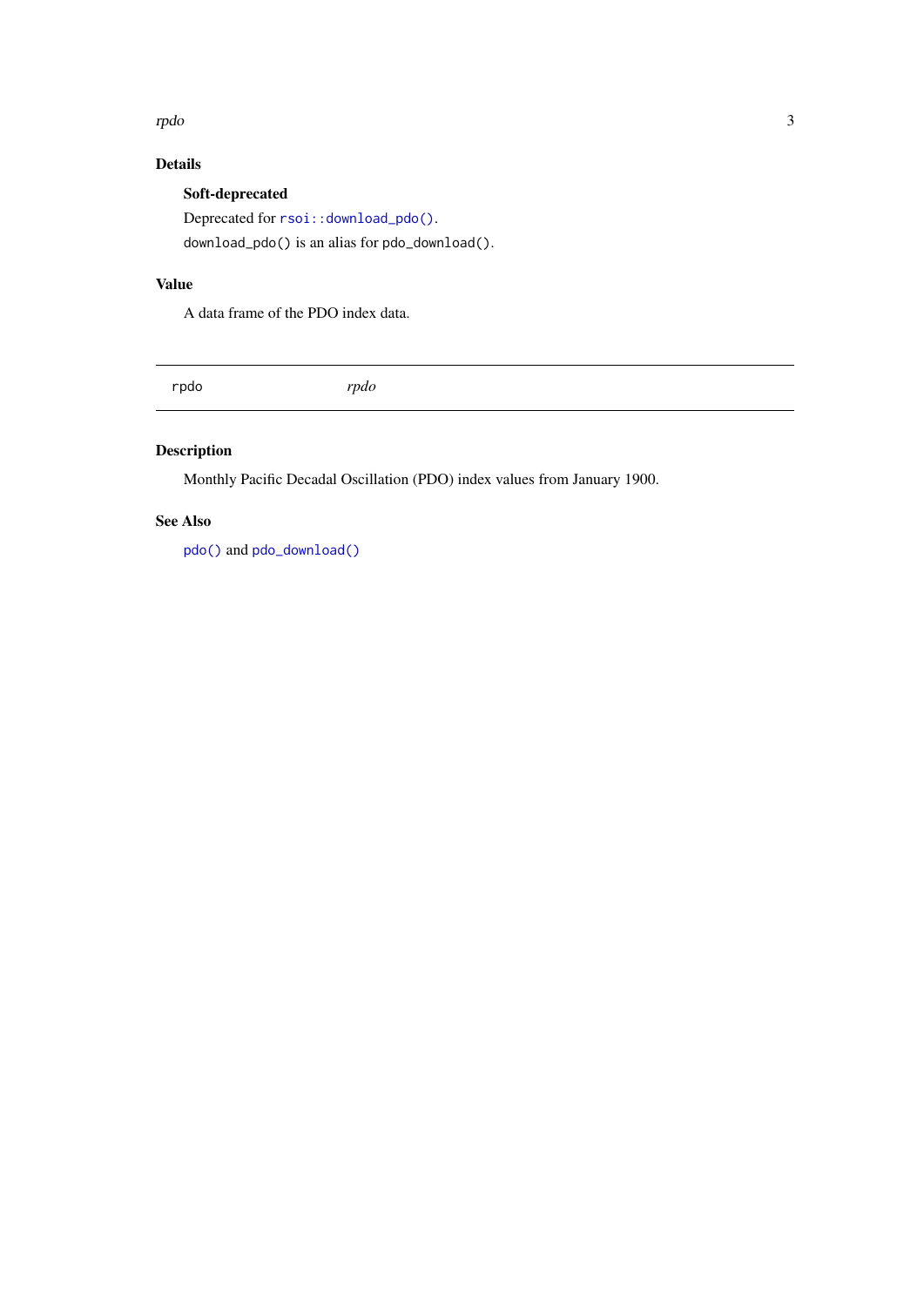## Details

### Soft-deprecated

Deprecated for `rsoi::download_pdo()`.

`download_pdo()` is an alias for `pdo_download()`.

## Value

A data frame of the PDO index data.

---

`rpdo` *rpdo*

---

## Description

Monthly Pacific Decadal Oscillation (PDO) index values from January 1900.

## See Also

`pdo()` and `pdo_download()`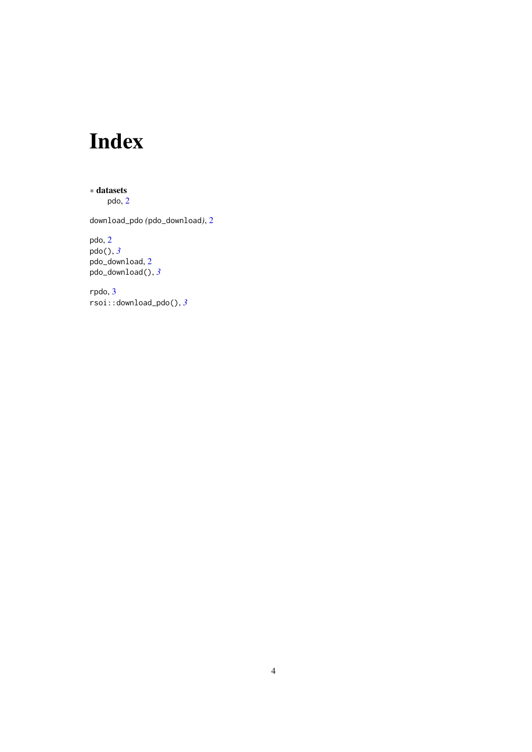# Index

∗ **datasets**
    pdo, 2

download_pdo (pdo_download), 2

pdo, 2
pdo(), *3*
pdo_download, 2
pdo_download(), *3*

rpdo, 3
rsoi::download_pdo(), *3*